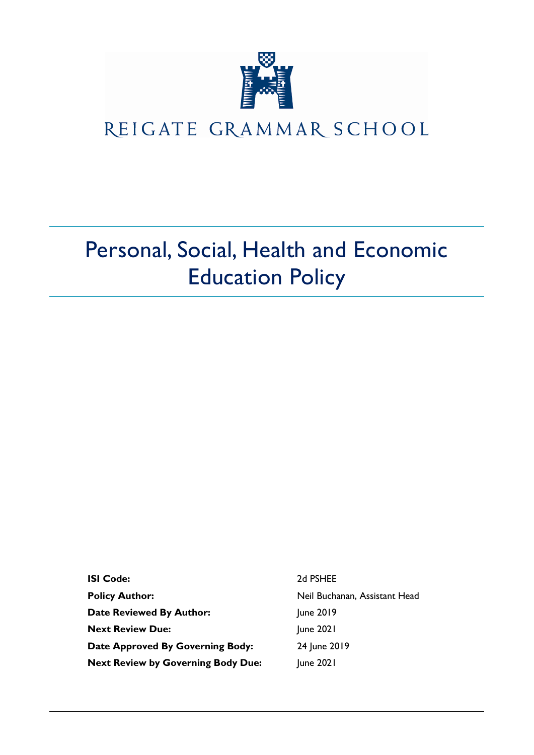REIGATE GRAMMAR SCHOOL

# Personal, Social, Health and Economic Education Policy

| | |
|---|---|
| **ISI Code:** | 2d PSHEE |
| **Policy Author:** | Neil Buchanan, Assistant Head |
| **Date Reviewed By Author:** | June 2019 |
| **Next Review Due:** | June 2021 |
| **Date Approved By Governing Body:** | 24 June 2019 |
| **Next Review by Governing Body Due:** | June 2021 |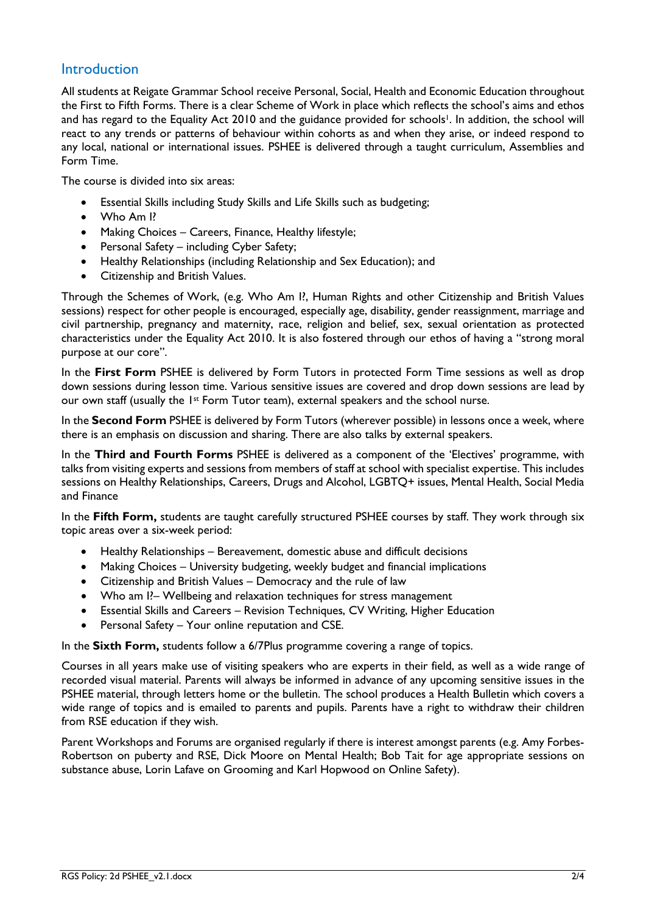## Introduction

All students at Reigate Grammar School receive Personal, Social, Health and Economic Education throughout the First to Fifth Forms. There is a clear Scheme of Work in place which reflects the school's aims and ethos and has regard to the Equality Act 2010 and the guidance provided for schools[i]. In addition, the school will react to any trends or patterns of behaviour within cohorts as and when they arise, or indeed respond to any local, national or international issues. PSHEE is delivered through a taught curriculum, Assemblies and Form Time.

The course is divided into six areas:

- Essential Skills including Study Skills and Life Skills such as budgeting;
- Who Am I?
- Making Choices – Careers, Finance, Healthy lifestyle;
- Personal Safety – including Cyber Safety;
- Healthy Relationships (including Relationship and Sex Education); and
- Citizenship and British Values.

Through the Schemes of Work, (e.g. Who Am I?, Human Rights and other Citizenship and British Values sessions) respect for other people is encouraged, especially age, disability, gender reassignment, marriage and civil partnership, pregnancy and maternity, race, religion and belief, sex, sexual orientation as protected characteristics under the Equality Act 2010. It is also fostered through our ethos of having a "strong moral purpose at our core".

In the **First Form** PSHEE is delivered by Form Tutors in protected Form Time sessions as well as drop down sessions during lesson time. Various sensitive issues are covered and drop down sessions are lead by our own staff (usually the 1st Form Tutor team), external speakers and the school nurse.

In the **Second Form** PSHEE is delivered by Form Tutors (wherever possible) in lessons once a week, where there is an emphasis on discussion and sharing. There are also talks by external speakers.

In the **Third and Fourth Forms** PSHEE is delivered as a component of the 'Electives' programme, with talks from visiting experts and sessions from members of staff at school with specialist expertise. This includes sessions on Healthy Relationships, Careers, Drugs and Alcohol, LGBTQ+ issues, Mental Health, Social Media and Finance

In the **Fifth Form,** students are taught carefully structured PSHEE courses by staff. They work through six topic areas over a six-week period:

- Healthy Relationships – Bereavement, domestic abuse and difficult decisions
- Making Choices – University budgeting, weekly budget and financial implications
- Citizenship and British Values – Democracy and the rule of law
- Who am I?– Wellbeing and relaxation techniques for stress management
- Essential Skills and Careers – Revision Techniques, CV Writing, Higher Education
- Personal Safety – Your online reputation and CSE.

In the **Sixth Form,** students follow a 6/7Plus programme covering a range of topics.

Courses in all years make use of visiting speakers who are experts in their field, as well as a wide range of recorded visual material. Parents will always be informed in advance of any upcoming sensitive issues in the PSHEE material, through letters home or the bulletin. The school produces a Health Bulletin which covers a wide range of topics and is emailed to parents and pupils. Parents have a right to withdraw their children from RSE education if they wish.

Parent Workshops and Forums are organised regularly if there is interest amongst parents (e.g. Amy Forbes-Robertson on puberty and RSE, Dick Moore on Mental Health; Bob Tait for age appropriate sessions on substance abuse, Lorin Lafave on Grooming and Karl Hopwood on Online Safety).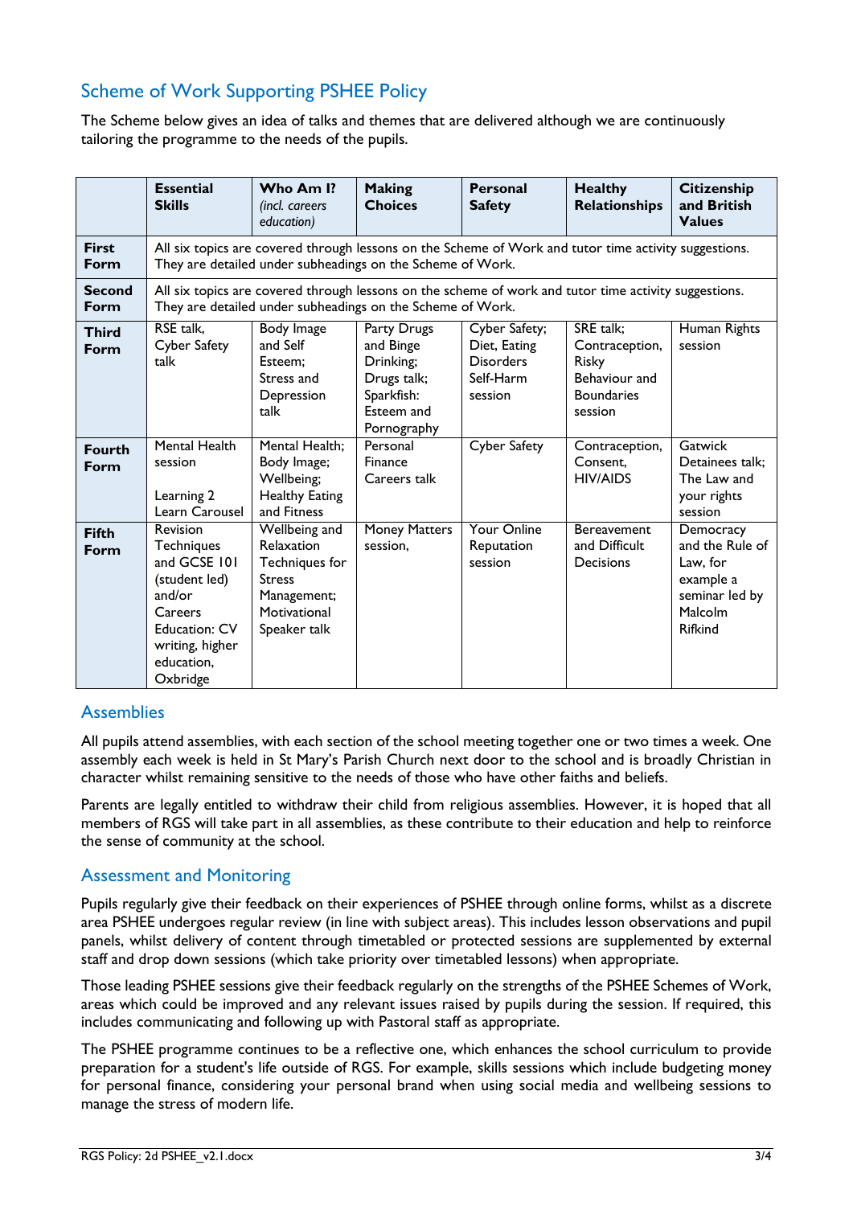## Scheme of Work Supporting PSHEE Policy

The Scheme below gives an idea of talks and themes that are delivered although we are continuously tailoring the programme to the needs of the pupils.

| | **Essential Skills** | **Who Am I?** *(incl. careers education)* | **Making Choices** | **Personal Safety** | **Healthy Relationships** | **Citizenship and British Values** |
|---|---|---|---|---|---|---|
| **First Form** | All six topics are covered through lessons on the Scheme of Work and tutor time activity suggestions. They are detailed under subheadings on the Scheme of Work. | | | | | |
| **Second Form** | All six topics are covered through lessons on the scheme of work and tutor time activity suggestions. They are detailed under subheadings on the Scheme of Work. | | | | | |
| **Third Form** | RSE talk, Cyber Safety talk | Body Image and Self Esteem; Stress and Depression talk | Party Drugs and Binge Drinking; Drugs talk; Sparkfish: Esteem and Pornography | Cyber Safety; Diet, Eating Disorders Self-Harm session | SRE talk; Contraception, Risky Behaviour and Boundaries session | Human Rights session |
| **Fourth Form** | Mental Health session<br><br>Learning 2 Learn Carousel | Mental Health; Body Image; Wellbeing; Healthy Eating and Fitness | Personal Finance Careers talk | Cyber Safety | Contraception, Consent, HIV/AIDS | Gatwick Detainees talk; The Law and your rights session |
| **Fifth Form** | Revision Techniques and GCSE 101 (student led) and/or Careers Education: CV writing, higher education, Oxbridge | Wellbeing and Relaxation Techniques for Stress Management; Motivational Speaker talk | Money Matters session, | Your Online Reputation session | Bereavement and Difficult Decisions | Democracy and the Rule of Law, for example a seminar led by Malcolm Rifkind |

## Assemblies

All pupils attend assemblies, with each section of the school meeting together one or two times a week. One assembly each week is held in St Mary's Parish Church next door to the school and is broadly Christian in character whilst remaining sensitive to the needs of those who have other faiths and beliefs.

Parents are legally entitled to withdraw their child from religious assemblies. However, it is hoped that all members of RGS will take part in all assemblies, as these contribute to their education and help to reinforce the sense of community at the school.

## Assessment and Monitoring

Pupils regularly give their feedback on their experiences of PSHEE through online forms, whilst as a discrete area PSHEE undergoes regular review (in line with subject areas). This includes lesson observations and pupil panels, whilst delivery of content through timetabled or protected sessions are supplemented by external staff and drop down sessions (which take priority over timetabled lessons) when appropriate.

Those leading PSHEE sessions give their feedback regularly on the strengths of the PSHEE Schemes of Work, areas which could be improved and any relevant issues raised by pupils during the session. If required, this includes communicating and following up with Pastoral staff as appropriate.

The PSHEE programme continues to be a reflective one, which enhances the school curriculum to provide preparation for a student's life outside of RGS. For example, skills sessions which include budgeting money for personal finance, considering your personal brand when using social media and wellbeing sessions to manage the stress of modern life.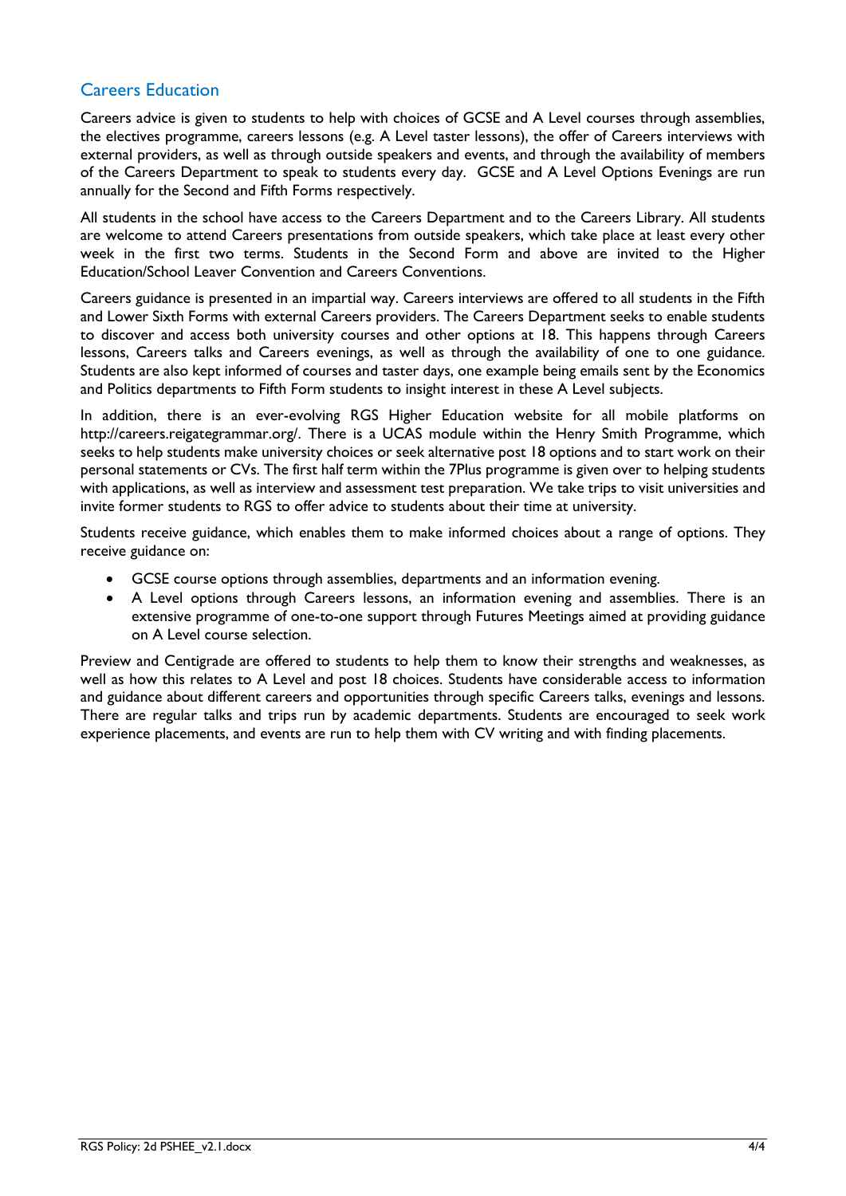## Careers Education

Careers advice is given to students to help with choices of GCSE and A Level courses through assemblies, the electives programme, careers lessons (e.g. A Level taster lessons), the offer of Careers interviews with external providers, as well as through outside speakers and events, and through the availability of members of the Careers Department to speak to students every day. GCSE and A Level Options Evenings are run annually for the Second and Fifth Forms respectively.

All students in the school have access to the Careers Department and to the Careers Library. All students are welcome to attend Careers presentations from outside speakers, which take place at least every other week in the first two terms. Students in the Second Form and above are invited to the Higher Education/School Leaver Convention and Careers Conventions.

Careers guidance is presented in an impartial way. Careers interviews are offered to all students in the Fifth and Lower Sixth Forms with external Careers providers. The Careers Department seeks to enable students to discover and access both university courses and other options at 18. This happens through Careers lessons, Careers talks and Careers evenings, as well as through the availability of one to one guidance. Students are also kept informed of courses and taster days, one example being emails sent by the Economics and Politics departments to Fifth Form students to insight interest in these A Level subjects.

In addition, there is an ever-evolving RGS Higher Education website for all mobile platforms on http://careers.reigategrammar.org/. There is a UCAS module within the Henry Smith Programme, which seeks to help students make university choices or seek alternative post 18 options and to start work on their personal statements or CVs. The first half term within the 7Plus programme is given over to helping students with applications, as well as interview and assessment test preparation. We take trips to visit universities and invite former students to RGS to offer advice to students about their time at university.

Students receive guidance, which enables them to make informed choices about a range of options. They receive guidance on:

- GCSE course options through assemblies, departments and an information evening.
- A Level options through Careers lessons, an information evening and assemblies. There is an extensive programme of one-to-one support through Futures Meetings aimed at providing guidance on A Level course selection.

Preview and Centigrade are offered to students to help them to know their strengths and weaknesses, as well as how this relates to A Level and post 18 choices. Students have considerable access to information and guidance about different careers and opportunities through specific Careers talks, evenings and lessons. There are regular talks and trips run by academic departments. Students are encouraged to seek work experience placements, and events are run to help them with CV writing and with finding placements.